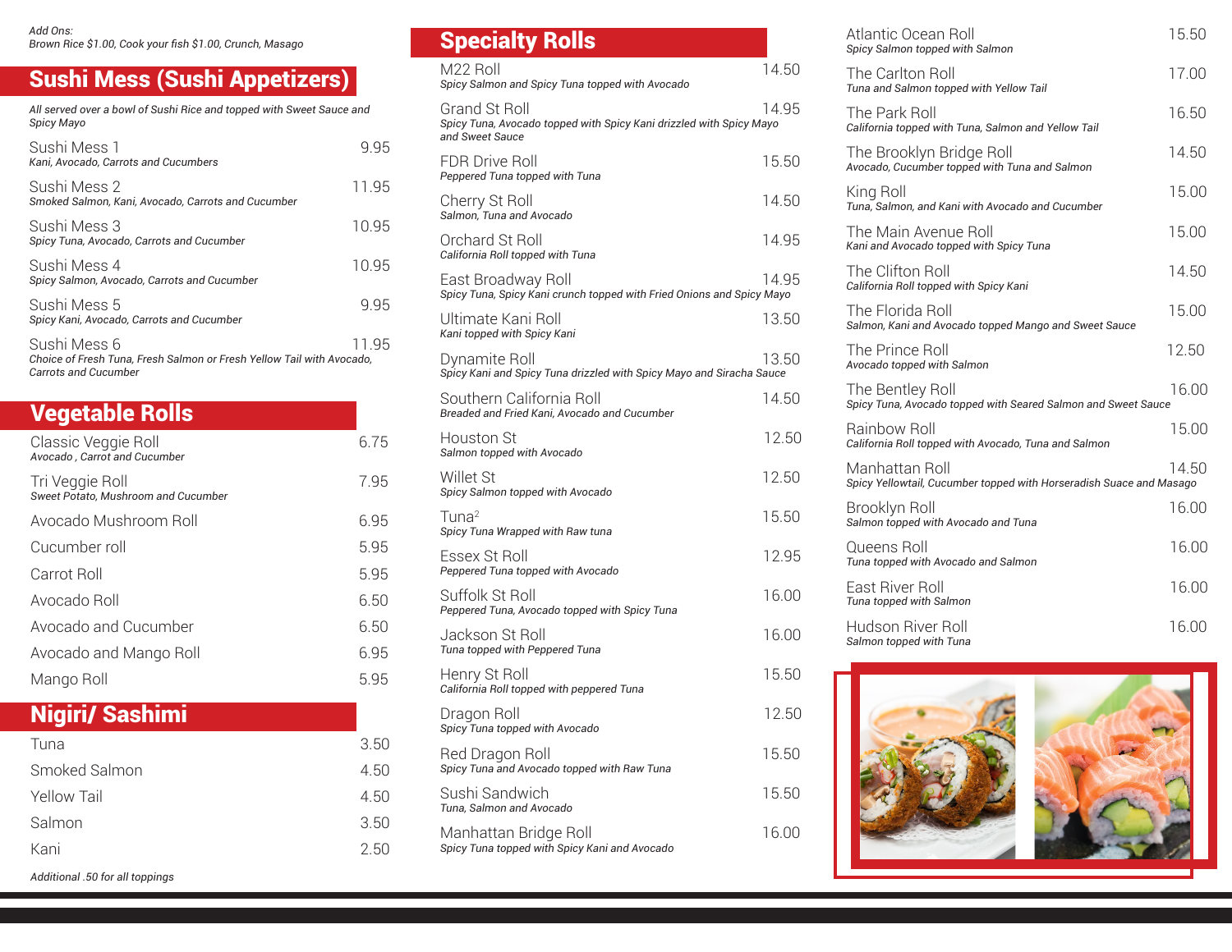*Add Ons:*
*Brown Rice $1.00, Cook your fish $1.00, Crunch, Masago*

## Sushi Mess (Sushi Appetizers)

*All served over a bowl of Sushi Rice and topped with Sweet Sauce and Spicy Mayo*

Sushi Mess 1 — 9.95
*Kani, Avocado, Carrots and Cucumbers*

Sushi Mess 2 — 11.95
*Smoked Salmon, Kani, Avocado, Carrots and Cucumber*

Sushi Mess 3 — 10.95
*Spicy Tuna, Avocado, Carrots and Cucumber*

Sushi Mess 4 — 10.95
*Spicy Salmon, Avocado, Carrots and Cucumber*

Sushi Mess 5 — 9.95
*Spicy Kani, Avocado, Carrots and Cucumber*

Sushi Mess 6 — 11.95
*Choice of Fresh Tuna, Fresh Salmon or Fresh Yellow Tail with Avocado, Carrots and Cucumber*

## Vegetable Rolls

Classic Veggie Roll — 6.75
*Avocado , Carrot and Cucumber*

Tri Veggie Roll — 7.95
*Sweet Potato, Mushroom and Cucumber*

Avocado Mushroom Roll — 6.95

Cucumber roll — 5.95

Carrot Roll — 5.95

Avocado Roll — 6.50

Avocado and Cucumber — 6.50

Avocado and Mango Roll — 6.95

Mango Roll — 5.95

## Nigiri/ Sashimi

Tuna — 3.50

Smoked Salmon — 4.50

Yellow Tail — 4.50

Salmon — 3.50

Kani — 2.50

*Additional .50 for all toppings*

## Specialty Rolls

M22 Roll — 14.50
*Spicy Salmon and Spicy Tuna topped with Avocado*

Grand St Roll — 14.95
*Spicy Tuna, Avocado topped with Spicy Kani drizzled with Spicy Mayo and Sweet Sauce*

FDR Drive Roll — 15.50
*Peppered Tuna topped with Tuna*

Cherry St Roll — 14.50
*Salmon, Tuna and Avocado*

Orchard St Roll — 14.95
*California Roll topped with Tuna*

East Broadway Roll — 14.95
*Spicy Tuna, Spicy Kani crunch topped with Fried Onions and Spicy Mayo*

Ultimate Kani Roll — 13.50
*Kani topped with Spicy Kani*

Dynamite Roll — 13.50
*Spicy Kani and Spicy Tuna drizzled with Spicy Mayo and Siracha Sauce*

Southern California Roll — 14.50
*Breaded and Fried Kani, Avocado and Cucumber*

Houston St — 12.50
*Salmon topped with Avocado*

Willet St — 12.50
*Spicy Salmon topped with Avocado*

Tuna$^2$ — 15.50
*Spicy Tuna Wrapped with Raw tuna*

Essex St Roll — 12.95
*Peppered Tuna topped with Avocado*

Suffolk St Roll — 16.00
*Peppered Tuna, Avocado topped with Spicy Tuna*

Jackson St Roll — 16.00
*Tuna topped with Peppered Tuna*

Henry St Roll — 15.50
*California Roll topped with peppered Tuna*

Dragon Roll — 12.50
*Spicy Tuna topped with Avocado*

Red Dragon Roll — 15.50
*Spicy Tuna and Avocado topped with Raw Tuna*

Sushi Sandwich — 15.50
*Tuna, Salmon and Avocado*

Manhattan Bridge Roll — 16.00
*Spicy Tuna topped with Spicy Kani and Avocado*

Atlantic Ocean Roll — 15.50
*Spicy Salmon topped with Salmon*

The Carlton Roll — 17.00
*Tuna and Salmon topped with Yellow Tail*

The Park Roll — 16.50
*California topped with Tuna, Salmon and Yellow Tail*

The Brooklyn Bridge Roll — 14.50
*Avocado, Cucumber topped with Tuna and Salmon*

King Roll — 15.00
*Tuna, Salmon, and Kani with Avocado and Cucumber*

The Main Avenue Roll — 15.00
*Kani and Avocado topped with Spicy Tuna*

The Clifton Roll — 14.50
*California Roll topped with Spicy Kani*

The Florida Roll — 15.00
*Salmon, Kani and Avocado topped Mango and Sweet Sauce*

The Prince Roll — 12.50
*Avocado topped with Salmon*

The Bentley Roll — 16.00
*Spicy Tuna, Avocado topped with Seared Salmon and Sweet Sauce*

Rainbow Roll — 15.00
*California Roll topped with Avocado, Tuna and Salmon*

Manhattan Roll — 14.50
*Spicy Yellowtail, Cucumber topped with Horseradish Suace and Masago*

Brooklyn Roll — 16.00
*Salmon topped with Avocado and Tuna*

Queens Roll — 16.00
*Tuna topped with Avocado and Salmon*

East River Roll — 16.00
*Tuna topped with Salmon*

Hudson River Roll — 16.00
*Salmon topped with Tuna*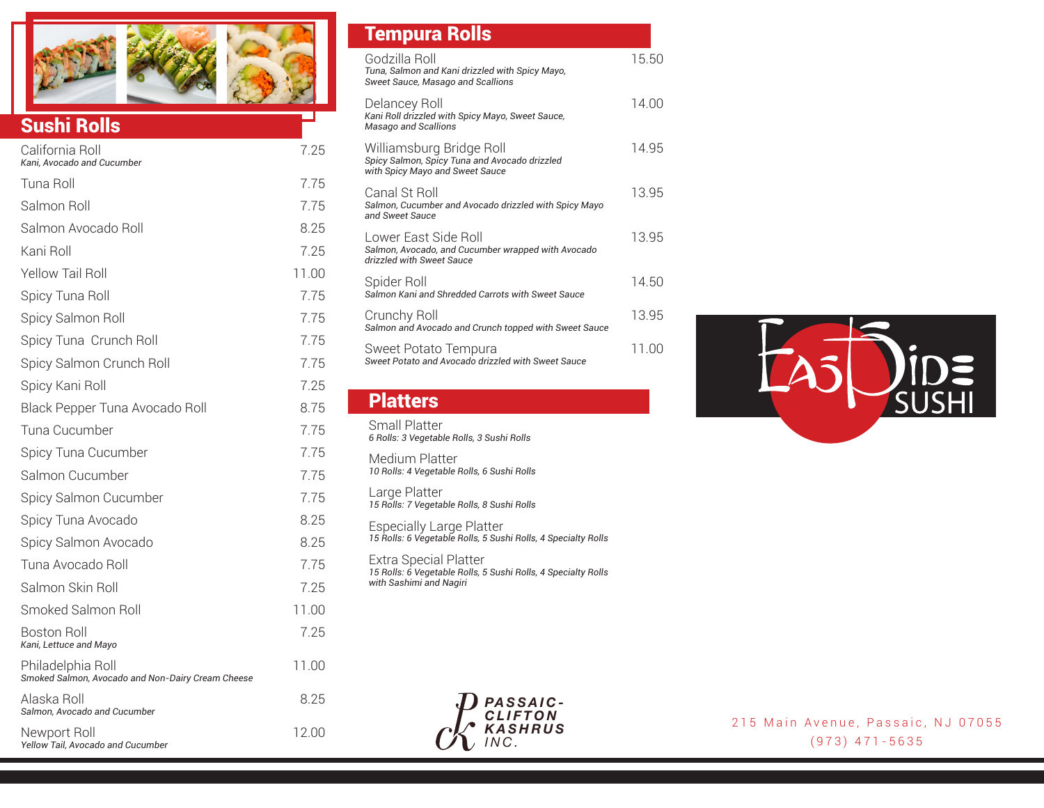## Sushi Rolls

| | |
|---|---|
| California Roll<br>*Kani, Avocado and Cucumber* | 7.25 |
| Tuna Roll | 7.75 |
| Salmon Roll | 7.75 |
| Salmon Avocado Roll | 8.25 |
| Kani Roll | 7.25 |
| Yellow Tail Roll | 11.00 |
| Spicy Tuna Roll | 7.75 |
| Spicy Salmon Roll | 7.75 |
| Spicy Tuna Crunch Roll | 7.75 |
| Spicy Salmon Crunch Roll | 7.75 |
| Spicy Kani Roll | 7.25 |
| Black Pepper Tuna Avocado Roll | 8.75 |
| Tuna Cucumber | 7.75 |
| Spicy Tuna Cucumber | 7.75 |
| Salmon Cucumber | 7.75 |
| Spicy Salmon Cucumber | 7.75 |
| Spicy Tuna Avocado | 8.25 |
| Spicy Salmon Avocado | 8.25 |
| Tuna Avocado Roll | 7.75 |
| Salmon Skin Roll | 7.25 |
| Smoked Salmon Roll | 11.00 |
| Boston Roll<br>*Kani, Lettuce and Mayo* | 7.25 |
| Philadelphia Roll<br>*Smoked Salmon, Avocado and Non-Dairy Cream Cheese* | 11.00 |
| Alaska Roll<br>*Salmon, Avocado and Cucumber* | 8.25 |
| Newport Roll<br>*Yellow Tail, Avocado and Cucumber* | 12.00 |

## Tempura Rolls

| | |
|---|---|
| Godzilla Roll<br>*Tuna, Salmon and Kani drizzled with Spicy Mayo, Sweet Sauce, Masago and Scallions* | 15.50 |
| Delancey Roll<br>*Kani Roll drizzled with Spicy Mayo, Sweet Sauce, Masago and Scallions* | 14.00 |
| Williamsburg Bridge Roll<br>*Spicy Salmon, Spicy Tuna and Avocado drizzled with Spicy Mayo and Sweet Sauce* | 14.95 |
| Canal St Roll<br>*Salmon, Cucumber and Avocado drizzled with Spicy Mayo and Sweet Sauce* | 13.95 |
| Lower East Side Roll<br>*Salmon, Avocado, and Cucumber wrapped with Avocado drizzled with Sweet Sauce* | 13.95 |
| Spider Roll<br>*Salmon Kani and Shredded Carrots with Sweet Sauce* | 14.50 |
| Crunchy Roll<br>*Salmon and Avocado and Crunch topped with Sweet Sauce* | 13.95 |
| Sweet Potato Tempura<br>*Sweet Potato and Avocado drizzled with Sweet Sauce* | 11.00 |

## Platters

Small Platter
*6 Rolls: 3 Vegetable Rolls, 3 Sushi Rolls*

Medium Platter
*10 Rolls: 4 Vegetable Rolls, 6 Sushi Rolls*

Large Platter
*15 Rolls: 7 Vegetable Rolls, 8 Sushi Rolls*

Especially Large Platter
*15 Rolls: 6 Vegetable Rolls, 5 Sushi Rolls, 4 Specialty Rolls*

Extra Special Platter
*15 Rolls: 6 Vegetable Rolls, 5 Sushi Rolls, 4 Specialty Rolls with Sashimi and Nagiri*

PASSAIC-CLIFTON KASHRUS INC.

EastSide SUSHI

215 Main Avenue, Passaic, NJ 07055
(973) 471-5635